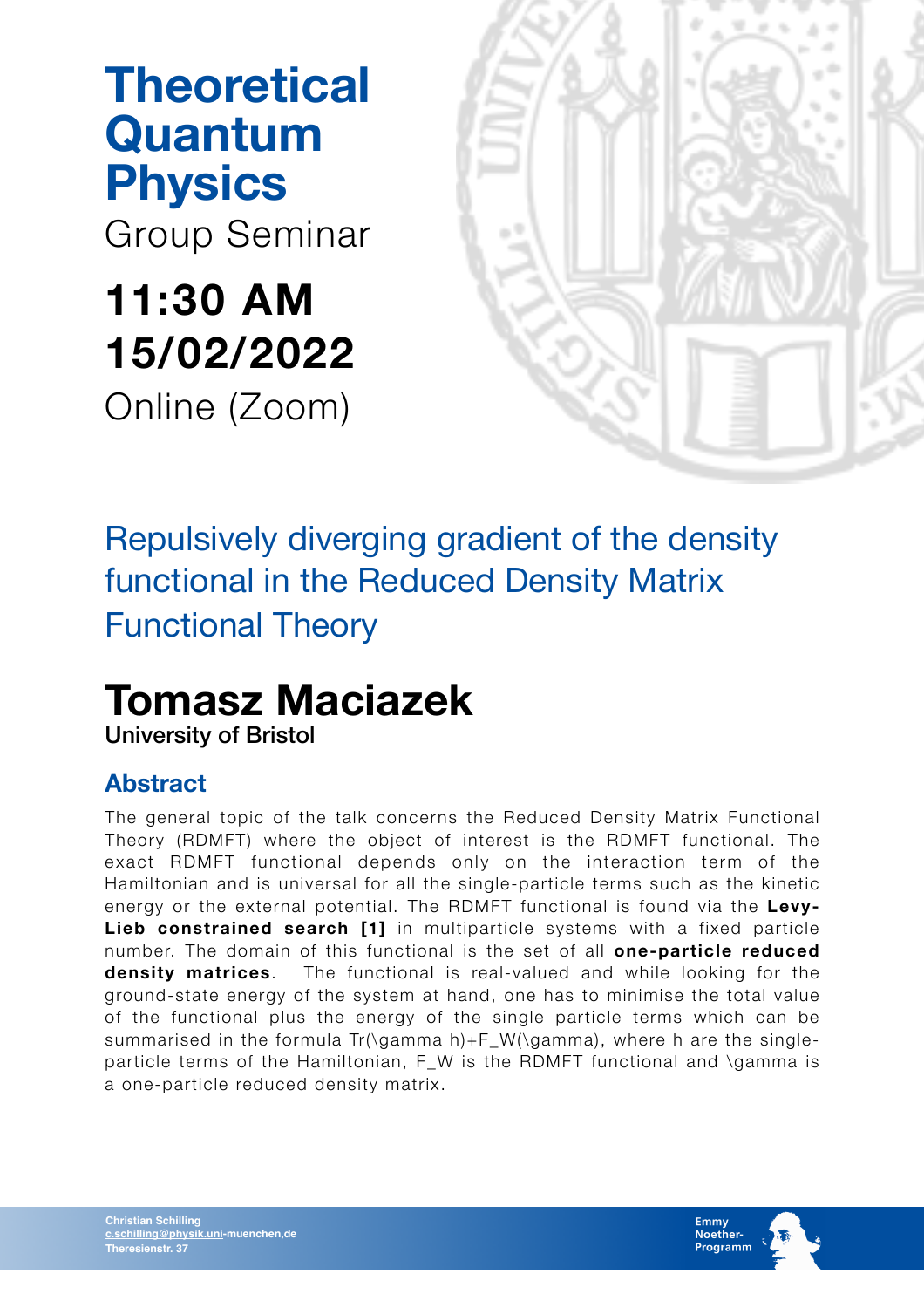# Theoretical Quantum Physics

Group Seminar

## 11:30 AM
## 15/02/2022

Online (Zoom)

## Repulsively diverging gradient of the density functional in the Reduced Density Matrix Functional Theory

# Tomasz Maciazek

**University of Bristol**

### Abstract

The general topic of the talk concerns the Reduced Density Matrix Functional Theory (RDMFT) where the object of interest is the RDMFT functional. The exact RDMFT functional depends only on the interaction term of the Hamiltonian and is universal for all the single-particle terms such as the kinetic energy or the external potential. The RDMFT functional is found via the **Levy-Lieb constrained search [1]** in multiparticle systems with a fixed particle number. The domain of this functional is the set of all **one-particle reduced density matrices**. The functional is real-valued and while looking for the ground-state energy of the system at hand, one has to minimise the total value of the functional plus the energy of the single particle terms which can be summarised in the formula Tr(\gamma h)+F_W(\gamma), where h are the single-particle terms of the Hamiltonian, F_W is the RDMFT functional and \gamma is a one-particle reduced density matrix.

Christian Schilling
c.schilling@physik.uni-muenchen,de
Theresienstr. 37

Emmy Noether-Programm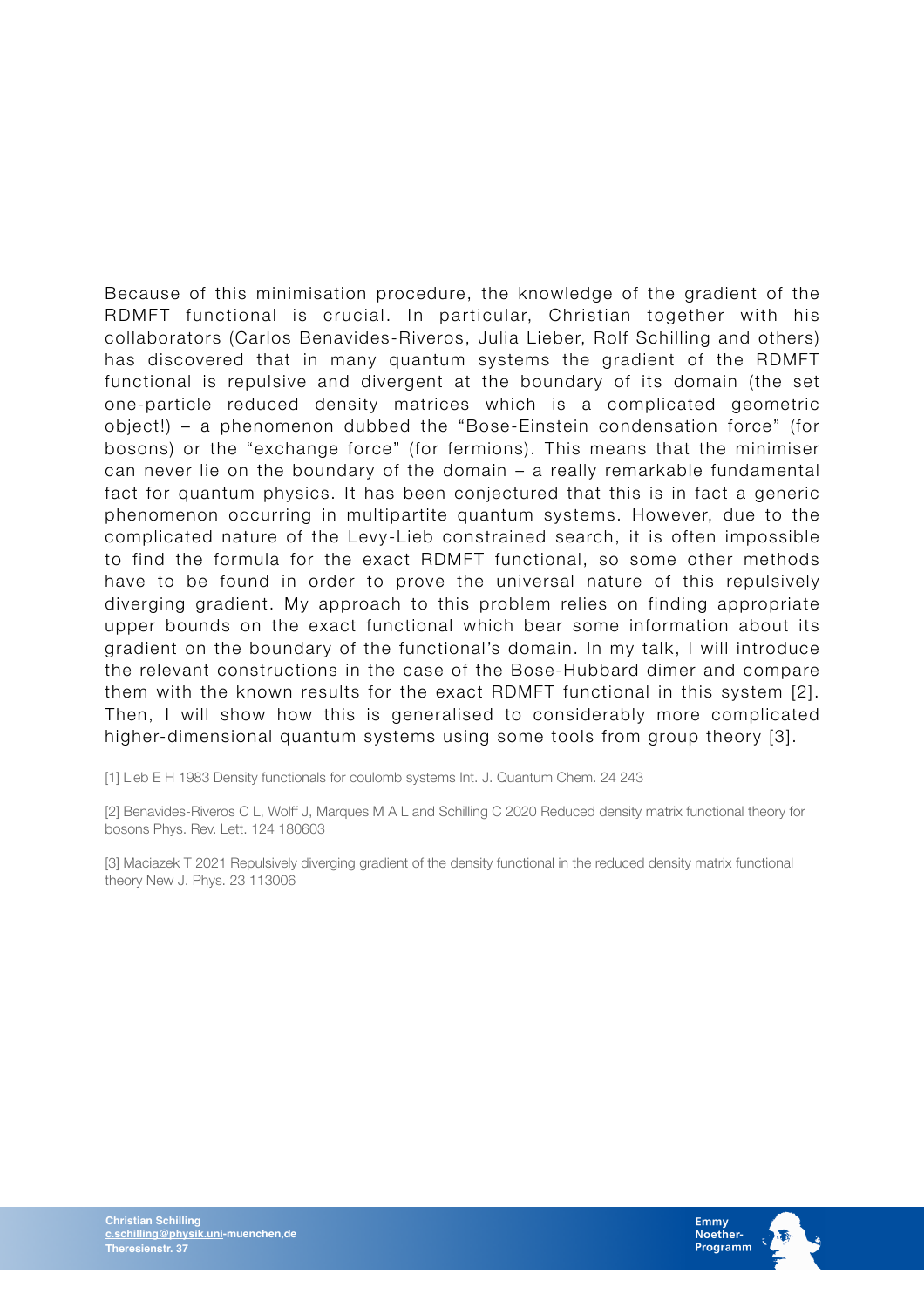Because of this minimisation procedure, the knowledge of the gradient of the RDMFT functional is crucial. In particular, Christian together with his collaborators (Carlos Benavides-Riveros, Julia Lieber, Rolf Schilling and others) has discovered that in many quantum systems the gradient of the RDMFT functional is repulsive and divergent at the boundary of its domain (the set one-particle reduced density matrices which is a complicated geometric object!) – a phenomenon dubbed the "Bose-Einstein condensation force" (for bosons) or the "exchange force" (for fermions). This means that the minimiser can never lie on the boundary of the domain – a really remarkable fundamental fact for quantum physics. It has been conjectured that this is in fact a generic phenomenon occurring in multipartite quantum systems. However, due to the complicated nature of the Levy-Lieb constrained search, it is often impossible to find the formula for the exact RDMFT functional, so some other methods have to be found in order to prove the universal nature of this repulsively diverging gradient. My approach to this problem relies on finding appropriate upper bounds on the exact functional which bear some information about its gradient on the boundary of the functional's domain. In my talk, I will introduce the relevant constructions in the case of the Bose-Hubbard dimer and compare them with the known results for the exact RDMFT functional in this system [2]. Then, I will show how this is generalised to considerably more complicated higher-dimensional quantum systems using some tools from group theory [3].

[1] Lieb E H 1983 Density functionals for coulomb systems Int. J. Quantum Chem. 24 243

[2] Benavides-Riveros C L, Wolff J, Marques M A L and Schilling C 2020 Reduced density matrix functional theory for bosons Phys. Rev. Lett. 124 180603

[3] Maciazek T 2021 Repulsively diverging gradient of the density functional in the reduced density matrix functional theory New J. Phys. 23 113006

**Christian Schilling**
**c.schilling@physik.uni-muenchen,de**
**Theresienstr. 37**

**Emmy Noether-Programm**